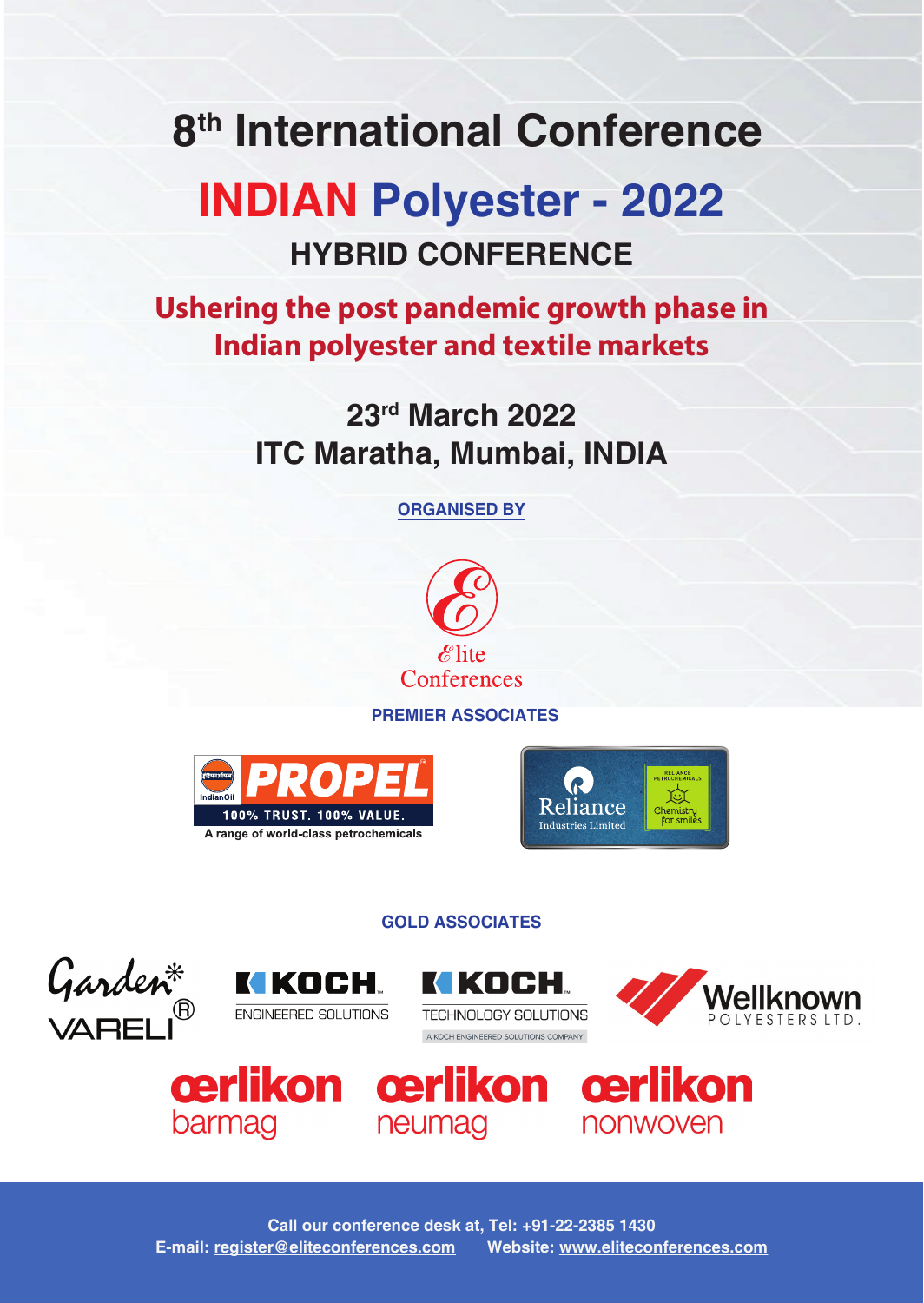# 8th International Conference

# INDIAN Polyester - 2022

## HYBRID CONFERENCE

### Ushering the post pandemic growth phase in Indian polyester and textile markets

**23rd March 2022**
**ITC Maratha, Mumbai, INDIA**

**ORGANISED BY**

Elite Conferences

**PREMIER ASSOCIATES**

IndianOil PROPEL — 100% TRUST. 100% VALUE. A range of world-class petrochemicals

Reliance Industries Limited — Reliance Petrochemicals — Chemistry for smiles

**GOLD ASSOCIATES**

Garden VARELI®

KOCH ENGINEERED SOLUTIONS

KOCH TECHNOLOGY SOLUTIONS — A KOCH ENGINEERED SOLUTIONS COMPANY

Wellknown POLYESTERS LTD.

oerlikon barmag

oerlikon neumag

oerlikon nonwoven

Call our conference desk at, Tel: +91-22-2385 1430
E-mail: register@eliteconferences.com Website: www.eliteconferences.com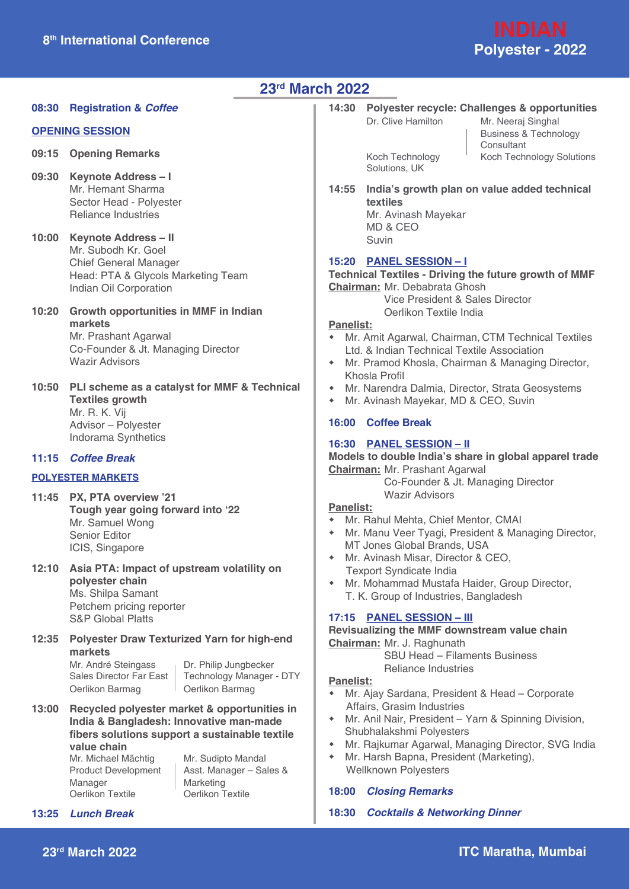## 23rd March 2022

**08:30 Registration & *Coffee***

### OPENING SESSION

**09:15 Opening Remarks**

**09:30 Keynote Address – I**
Mr. Hemant Sharma
Sector Head - Polyester
Reliance Industries

**10:00 Keynote Address – II**
Mr. Subodh Kr. Goel
Chief General Manager
Head: PTA & Glycols Marketing Team
Indian Oil Corporation

**10:20 Growth opportunities in MMF in Indian markets**
Mr. Prashant Agarwal
Co-Founder & Jt. Managing Director
Wazir Advisors

**10:50 PLI scheme as a catalyst for MMF & Technical Textiles growth**
Mr. R. K. Vij
Advisor – Polyester
Indorama Synthetics

**11:15 *Coffee Break***

### POLYESTER MARKETS

**11:45 PX, PTA overview '21
Tough year going forward into '22**
Mr. Samuel Wong
Senior Editor
ICIS, Singapore

**12:10 Asia PTA: Impact of upstream volatility on polyester chain**
Ms. Shilpa Samant
Petchem pricing reporter
S&P Global Platts

**12:35 Polyester Draw Texturized Yarn for high-end markets**
Mr. André Steingass, Sales Director Far East, Oerlikon Barmag
Dr. Philip Jungbecker, Technology Manager - DTY, Oerlikon Barmag

**13:00 Recycled polyester market & opportunities in India & Bangladesh: Innovative man-made fibers solutions support a sustainable textile value chain**
Mr. Michael Mächtig, Product Development Manager, Oerlikon Textile
Mr. Sudipto Mandal, Asst. Manager – Sales & Marketing, Oerlikon Textile

**13:25 *Lunch Break***

**14:30 Polyester recycle: Challenges & opportunities**
Dr. Clive Hamilton, Koch Technology Solutions, UK
Mr. Neeraj Singhal, Business & Technology Consultant, Koch Technology Solutions

**14:55 India's growth plan on value added technical textiles**
Mr. Avinash Mayekar
MD & CEO
Suvin

**15:20 PANEL SESSION – I**
**Technical Textiles - Driving the future growth of MMF**
Chairman: Mr. Debabrata Ghosh
Vice President & Sales Director
Oerlikon Textile India

Panelist:
- Mr. Amit Agarwal, Chairman, CTM Technical Textiles Ltd. & Indian Technical Textile Association
- Mr. Pramod Khosla, Chairman & Managing Director, Khosla Profil
- Mr. Narendra Dalmia, Director, Strata Geosystems
- Mr. Avinash Mayekar, MD & CEO, Suvin

**16:00 Coffee Break**

**16:30 PANEL SESSION – II**
**Models to double India's share in global apparel trade**
Chairman: Mr. Prashant Agarwal
Co-Founder & Jt. Managing Director
Wazir Advisors

Panelist:
- Mr. Rahul Mehta, Chief Mentor, CMAI
- Mr. Manu Veer Tyagi, President & Managing Director, MT Jones Global Brands, USA
- Mr. Avinash Misar, Director & CEO, Texport Syndicate India
- Mr. Mohammad Mustafa Haider, Group Director, T. K. Group of Industries, Bangladesh

**17:15 PANEL SESSION – III**
**Revisualizing the MMF downstream value chain**
Chairman: Mr. J. Raghunath
SBU Head – Filaments Business
Reliance Industries

Panelist:
- Mr. Ajay Sardana, President & Head – Corporate Affairs, Grasim Industries
- Mr. Anil Nair, President – Yarn & Spinning Division, Shubhalakshmi Polyesters
- Mr. Rajkumar Agarwal, Managing Director, SVG India
- Mr. Harsh Bapna, President (Marketing), Wellknown Polyesters

**18:00 *Closing Remarks***

**18:30 *Cocktails & Networking Dinner***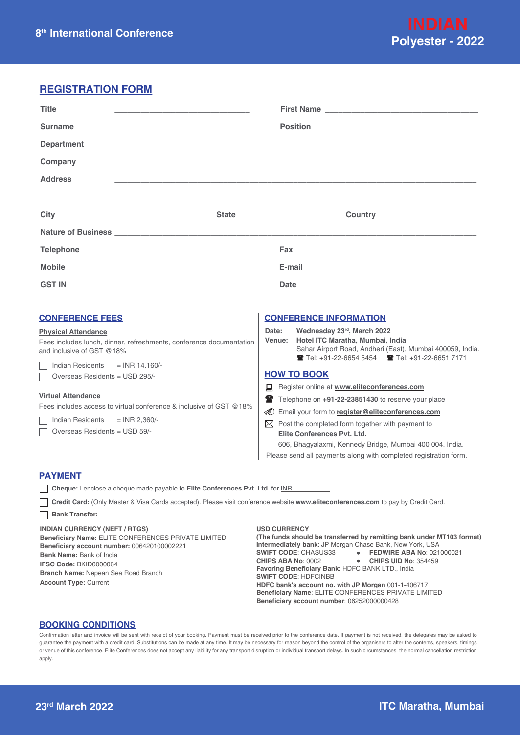## REGISTRATION FORM

Title ______________________ First Name ______________________

Surname ______________________ Position ______________________

Department ______________________

Company ______________________

Address ______________________

______________________

City ______________ State ______________ Country ______________

Nature of Business ______________________

Telephone ______________________ Fax ______________________

Mobile ______________________ E-mail ______________________

GST IN ______________________ Date ______________________

## CONFERENCE FEES

**Physical Attendance**

Fees includes lunch, dinner, refreshments, conference documentation and inclusive of GST @18%

- ☐ Indian Residents = INR 14,160/-
- ☐ Overseas Residents = USD 295/-

**Virtual Attendance**

Fees includes access to virtual conference & inclusive of GST @18%

- ☐ Indian Residents = INR 2,360/-
- ☐ Overseas Residents = USD 59/-

## CONFERENCE INFORMATION

**Date:** **Wednesday 23rd, March 2022**

**Venue:** **Hotel ITC Maratha, Mumbai, India**
Sahar Airport Road, Andheri (East), Mumbai 400059, India.
Tel: +91-22-6654 5454 Tel: +91-22-6651 7171

## HOW TO BOOK

- Register online at **www.eliteconferences.com**
- Telephone on **+91-22-23851430** to reserve your place
- Email your form to **register@eliteconferences.com**
- Post the completed form together with payment to
  **Elite Conferences Pvt. Ltd.**
  606, Bhagyalaxmi, Kennedy Bridge, Mumbai 400 004. India.

Please send all payments along with completed registration form.

## PAYMENT

☐ **Cheque:** I enclose a cheque made payable to **Elite Conferences Pvt. Ltd.** for INR __________

☐ **Credit Card:** (Only Master & Visa Cards accepted). Please visit conference website **www.eliteconferences.com** to pay by Credit Card.

☐ **Bank Transfer:**

**INDIAN CURRENCY (NEFT / RTGS)**
**Beneficiary Name:** ELITE CONFERENCES PRIVATE LIMITED
**Beneficiary account number:** 006420100002221
**Bank Name:** Bank of India
**IFSC Code:** BKID0000064
**Branch Name:** Nepean Sea Road Branch
**Account Type:** Current

**USD CURRENCY**
**(The funds should be transferred by remitting bank under MT103 format)**
**Intermediately bank**: JP Morgan Chase Bank, New York, USA
**SWIFT CODE**: CHASUS33 • **FEDWIRE ABA No**: 021000021
**CHIPS ABA No**: 0002 • **CHIPS UID No**: 354459
**Favoring Beneficiary Bank**: HDFC BANK LTD., India
**SWIFT CODE**: HDFCINBB
**HDFC bank's account no. with JP Morgan** 001-1-406717
**Beneficiary Name**: ELITE CONFERENCES PRIVATE LIMITED
**Beneficiary account number**: 06252000000428

## BOOKING CONDITIONS

Confirmation letter and invoice will be sent with receipt of your booking. Payment must be received prior to the conference date. If payment is not received, the delegates may be asked to guarantee the payment with a credit card. Substitutions can be made at any time. It may be necessary for reason beyond the control of the organisers to alter the contents, speakers, timings or venue of this conference. Elite Conferences does not accept any liability for any transport disruption or individual transport delays. In such circumstances, the normal cancellation restriction apply.